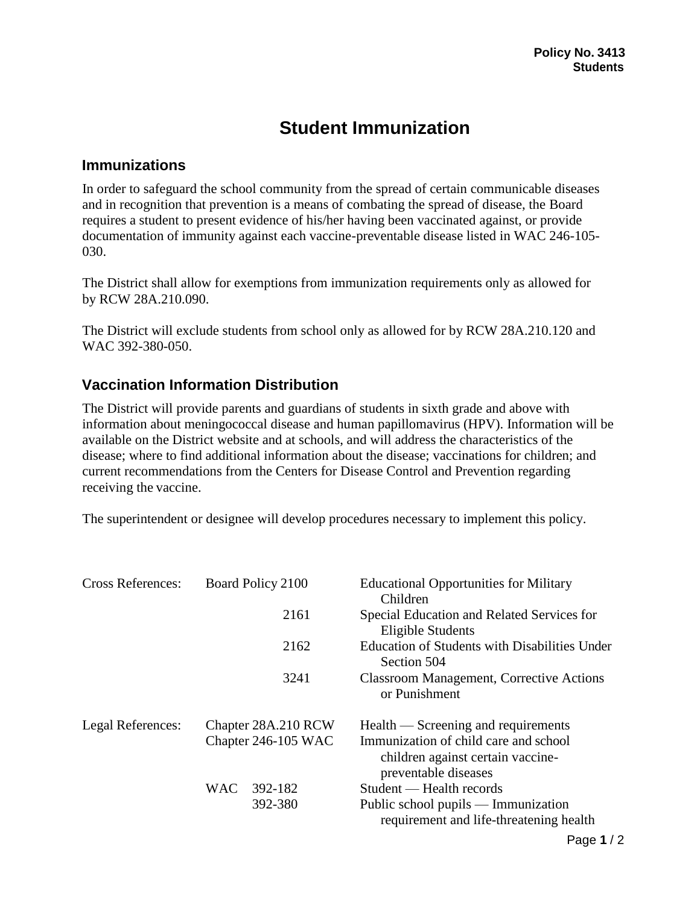**Policy No. 3413**
**Students**

# Student Immunization

## Immunizations

In order to safeguard the school community from the spread of certain communicable diseases and in recognition that prevention is a means of combating the spread of disease, the Board requires a student to present evidence of his/her having been vaccinated against, or provide documentation of immunity against each vaccine-preventable disease listed in WAC 246-105-030.

The District shall allow for exemptions from immunization requirements only as allowed for by RCW 28A.210.090.

The District will exclude students from school only as allowed for by RCW 28A.210.120 and WAC 392-380-050.

## Vaccination Information Distribution

The District will provide parents and guardians of students in sixth grade and above with information about meningococcal disease and human papillomavirus (HPV). Information will be available on the District website and at schools, and will address the characteristics of the disease; where to find additional information about the disease; vaccinations for children; and current recommendations from the Centers for Disease Control and Prevention regarding receiving the vaccine.

The superintendent or designee will develop procedures necessary to implement this policy.

| | | |
|---|---|---|
| Cross References: | Board Policy 2100 | Educational Opportunities for Military Children |
| | 2161 | Special Education and Related Services for Eligible Students |
| | 2162 | Education of Students with Disabilities Under Section 504 |
| | 3241 | Classroom Management, Corrective Actions or Punishment |
| Legal References: | Chapter 28A.210 RCW | Health — Screening and requirements |
| | Chapter 246-105 WAC | Immunization of child care and school children against certain vaccine-preventable diseases |
| | WAC 392-182 | Student — Health records |
| | 392-380 | Public school pupils — Immunization requirement and life-threatening health |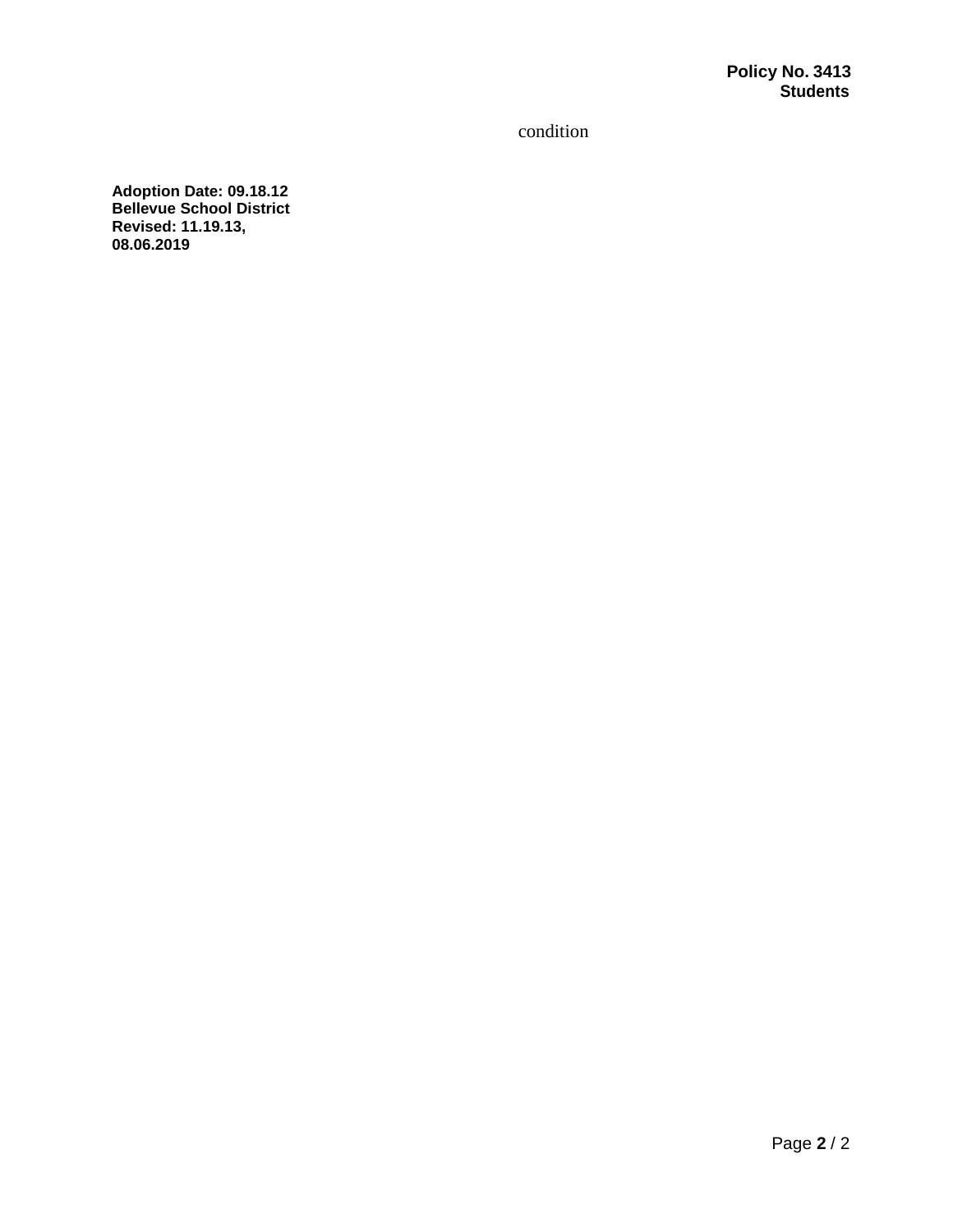condition

**Adoption Date: 09.18.12**
**Bellevue School District**
**Revised: 11.19.13, 08.06.2019**